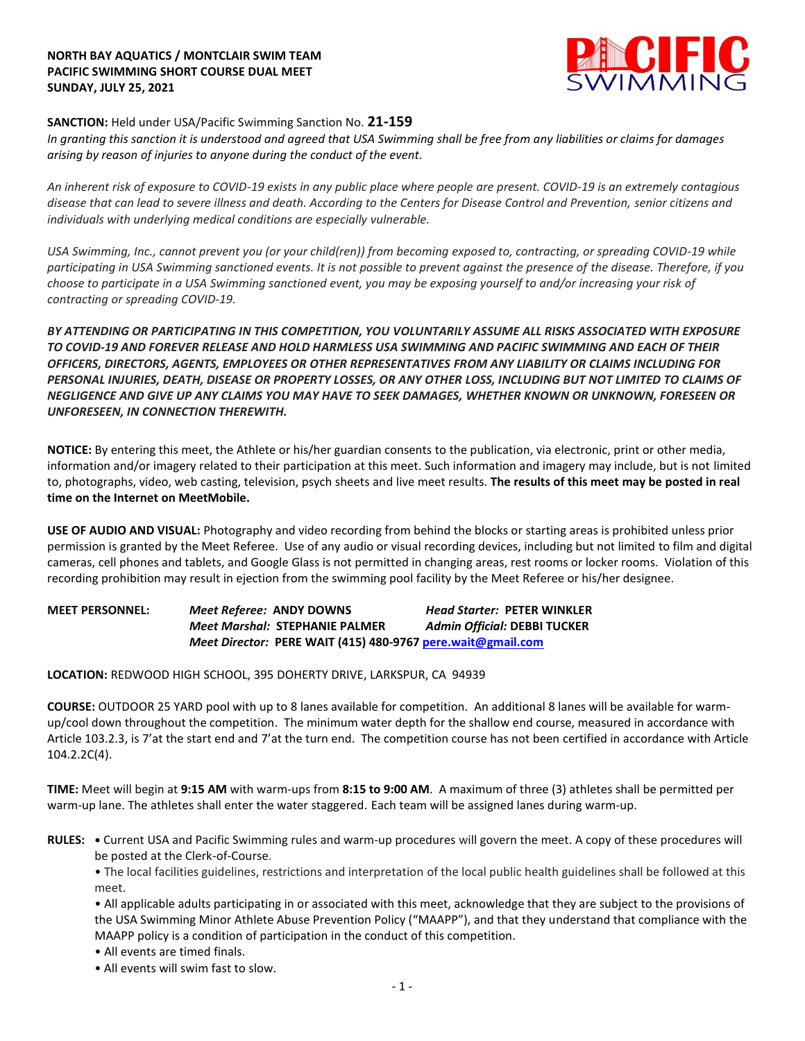**NORTH BAY AQUATICS / MONTCLAIR SWIM TEAM**
**PACIFIC SWIMMING SHORT COURSE DUAL MEET**
**SUNDAY, JULY 25, 2021**

**SANCTION:** Held under USA/Pacific Swimming Sanction No. **21-159**

*In granting this sanction it is understood and agreed that USA Swimming shall be free from any liabilities or claims for damages arising by reason of injuries to anyone during the conduct of the event.*

*An inherent risk of exposure to COVID-19 exists in any public place where people are present. COVID-19 is an extremely contagious disease that can lead to severe illness and death. According to the Centers for Disease Control and Prevention, senior citizens and individuals with underlying medical conditions are especially vulnerable.*

*USA Swimming, Inc., cannot prevent you (or your child(ren)) from becoming exposed to, contracting, or spreading COVID-19 while participating in USA Swimming sanctioned events. It is not possible to prevent against the presence of the disease. Therefore, if you choose to participate in a USA Swimming sanctioned event, you may be exposing yourself to and/or increasing your risk of contracting or spreading COVID-19.*

***BY ATTENDING OR PARTICIPATING IN THIS COMPETITION, YOU VOLUNTARILY ASSUME ALL RISKS ASSOCIATED WITH EXPOSURE TO COVID-19 AND FOREVER RELEASE AND HOLD HARMLESS USA SWIMMING AND PACIFIC SWIMMING AND EACH OF THEIR OFFICERS, DIRECTORS, AGENTS, EMPLOYEES OR OTHER REPRESENTATIVES FROM ANY LIABILITY OR CLAIMS INCLUDING FOR PERSONAL INJURIES, DEATH, DISEASE OR PROPERTY LOSSES, OR ANY OTHER LOSS, INCLUDING BUT NOT LIMITED TO CLAIMS OF NEGLIGENCE AND GIVE UP ANY CLAIMS YOU MAY HAVE TO SEEK DAMAGES, WHETHER KNOWN OR UNKNOWN, FORESEEN OR UNFORESEEN, IN CONNECTION THEREWITH.***

**NOTICE:** By entering this meet, the Athlete or his/her guardian consents to the publication, via electronic, print or other media, information and/or imagery related to their participation at this meet. Such information and imagery may include, but is not limited to, photographs, video, web casting, television, psych sheets and live meet results. **The results of this meet may be posted in real time on the Internet on MeetMobile.**

**USE OF AUDIO AND VISUAL:** Photography and video recording from behind the blocks or starting areas is prohibited unless prior permission is granted by the Meet Referee. Use of any audio or visual recording devices, including but not limited to film and digital cameras, cell phones and tablets, and Google Glass is not permitted in changing areas, rest rooms or locker rooms. Violation of this recording prohibition may result in ejection from the swimming pool facility by the Meet Referee or his/her designee.

**MEET PERSONNEL:**
*Meet Referee:* **ANDY DOWNS** — *Head Starter:* **PETER WINKLER**
*Meet Marshal:* **STEPHANIE PALMER** — *Admin Official:* **DEBBI TUCKER**
*Meet Director:* **PERE WAIT (415) 480-9767 pere.wait@gmail.com**

**LOCATION:** REDWOOD HIGH SCHOOL, 395 DOHERTY DRIVE, LARKSPUR, CA 94939

**COURSE:** OUTDOOR 25 YARD pool with up to 8 lanes available for competition. An additional 8 lanes will be available for warm-up/cool down throughout the competition. The minimum water depth for the shallow end course, measured in accordance with Article 103.2.3, is 7'at the start end and 7'at the turn end. The competition course has not been certified in accordance with Article 104.2.2C(4).

**TIME:** Meet will begin at **9:15 AM** with warm-ups from **8:15 to 9:00 AM**. A maximum of three (3) athletes shall be permitted per warm-up lane. The athletes shall enter the water staggered. Each team will be assigned lanes during warm-up.

**RULES:**
- Current USA and Pacific Swimming rules and warm-up procedures will govern the meet. A copy of these procedures will be posted at the Clerk-of-Course.
- The local facilities guidelines, restrictions and interpretation of the local public health guidelines shall be followed at this meet.
- All applicable adults participating in or associated with this meet, acknowledge that they are subject to the provisions of the USA Swimming Minor Athlete Abuse Prevention Policy ("MAAPP"), and that they understand that compliance with the MAAPP policy is a condition of participation in the conduct of this competition.
- All events are timed finals.
- All events will swim fast to slow.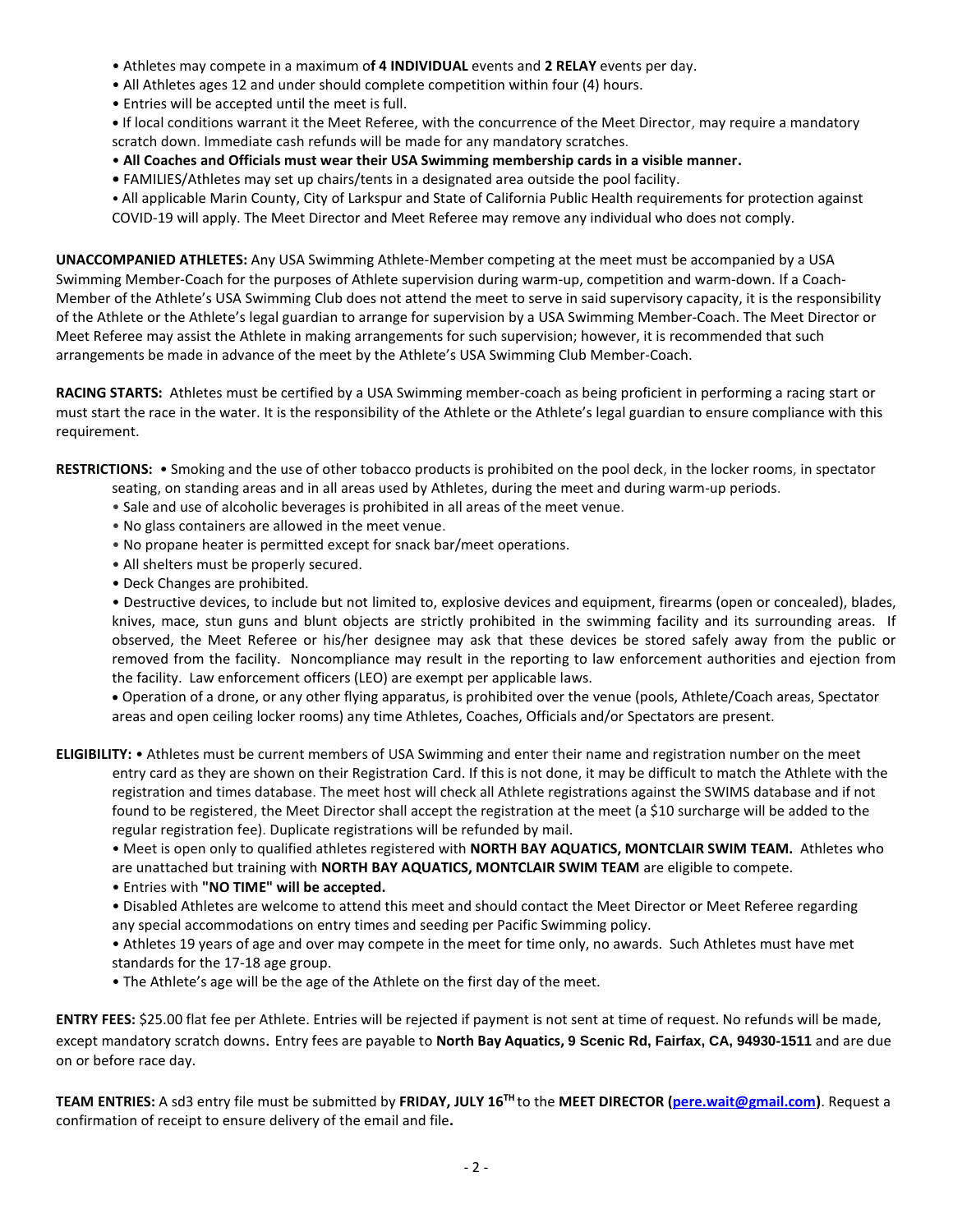- Athletes may compete in a maximum of **4 INDIVIDUAL** events and **2 RELAY** events per day.
- All Athletes ages 12 and under should complete competition within four (4) hours.
- Entries will be accepted until the meet is full.
- If local conditions warrant it the Meet Referee, with the concurrence of the Meet Director, may require a mandatory scratch down. Immediate cash refunds will be made for any mandatory scratches.
- **All Coaches and Officials must wear their USA Swimming membership cards in a visible manner.**
- FAMILIES/Athletes may set up chairs/tents in a designated area outside the pool facility.
- All applicable Marin County, City of Larkspur and State of California Public Health requirements for protection against COVID-19 will apply. The Meet Director and Meet Referee may remove any individual who does not comply.

**UNACCOMPANIED ATHLETES:** Any USA Swimming Athlete-Member competing at the meet must be accompanied by a USA Swimming Member-Coach for the purposes of Athlete supervision during warm-up, competition and warm-down. If a Coach-Member of the Athlete's USA Swimming Club does not attend the meet to serve in said supervisory capacity, it is the responsibility of the Athlete or the Athlete's legal guardian to arrange for supervision by a USA Swimming Member-Coach. The Meet Director or Meet Referee may assist the Athlete in making arrangements for such supervision; however, it is recommended that such arrangements be made in advance of the meet by the Athlete's USA Swimming Club Member-Coach.

**RACING STARTS:** Athletes must be certified by a USA Swimming member-coach as being proficient in performing a racing start or must start the race in the water. It is the responsibility of the Athlete or the Athlete's legal guardian to ensure compliance with this requirement.

**RESTRICTIONS:**
- Smoking and the use of other tobacco products is prohibited on the pool deck, in the locker rooms, in spectator seating, on standing areas and in all areas used by Athletes, during the meet and during warm-up periods.
- Sale and use of alcoholic beverages is prohibited in all areas of the meet venue.
- No glass containers are allowed in the meet venue.
- No propane heater is permitted except for snack bar/meet operations.
- All shelters must be properly secured.
- Deck Changes are prohibited.
- Destructive devices, to include but not limited to, explosive devices and equipment, firearms (open or concealed), blades, knives, mace, stun guns and blunt objects are strictly prohibited in the swimming facility and its surrounding areas. If observed, the Meet Referee or his/her designee may ask that these devices be stored safely away from the public or removed from the facility. Noncompliance may result in the reporting to law enforcement authorities and ejection from the facility. Law enforcement officers (LEO) are exempt per applicable laws.
- Operation of a drone, or any other flying apparatus, is prohibited over the venue (pools, Athlete/Coach areas, Spectator areas and open ceiling locker rooms) any time Athletes, Coaches, Officials and/or Spectators are present.

**ELIGIBILITY:**
- Athletes must be current members of USA Swimming and enter their name and registration number on the meet entry card as they are shown on their Registration Card. If this is not done, it may be difficult to match the Athlete with the registration and times database. The meet host will check all Athlete registrations against the SWIMS database and if not found to be registered, the Meet Director shall accept the registration at the meet (a $10 surcharge will be added to the regular registration fee). Duplicate registrations will be refunded by mail.
- Meet is open only to qualified athletes registered with **NORTH BAY AQUATICS, MONTCLAIR SWIM TEAM.** Athletes who are unattached but training with **NORTH BAY AQUATICS, MONTCLAIR SWIM TEAM** are eligible to compete.
- Entries with **"NO TIME" will be accepted.**
- Disabled Athletes are welcome to attend this meet and should contact the Meet Director or Meet Referee regarding any special accommodations on entry times and seeding per Pacific Swimming policy.
- Athletes 19 years of age and over may compete in the meet for time only, no awards. Such Athletes must have met standards for the 17-18 age group.
- The Athlete's age will be the age of the Athlete on the first day of the meet.

**ENTRY FEES:** $25.00 flat fee per Athlete. Entries will be rejected if payment is not sent at time of request. No refunds will be made, except mandatory scratch downs. Entry fees are payable to **North Bay Aquatics, 9 Scenic Rd, Fairfax, CA, 94930-1511** and are due on or before race day.

**TEAM ENTRIES:** A sd3 entry file must be submitted by **FRIDAY, JULY 16TH** to the **MEET DIRECTOR (pere.wait@gmail.com)**. Request a confirmation of receipt to ensure delivery of the email and file**.**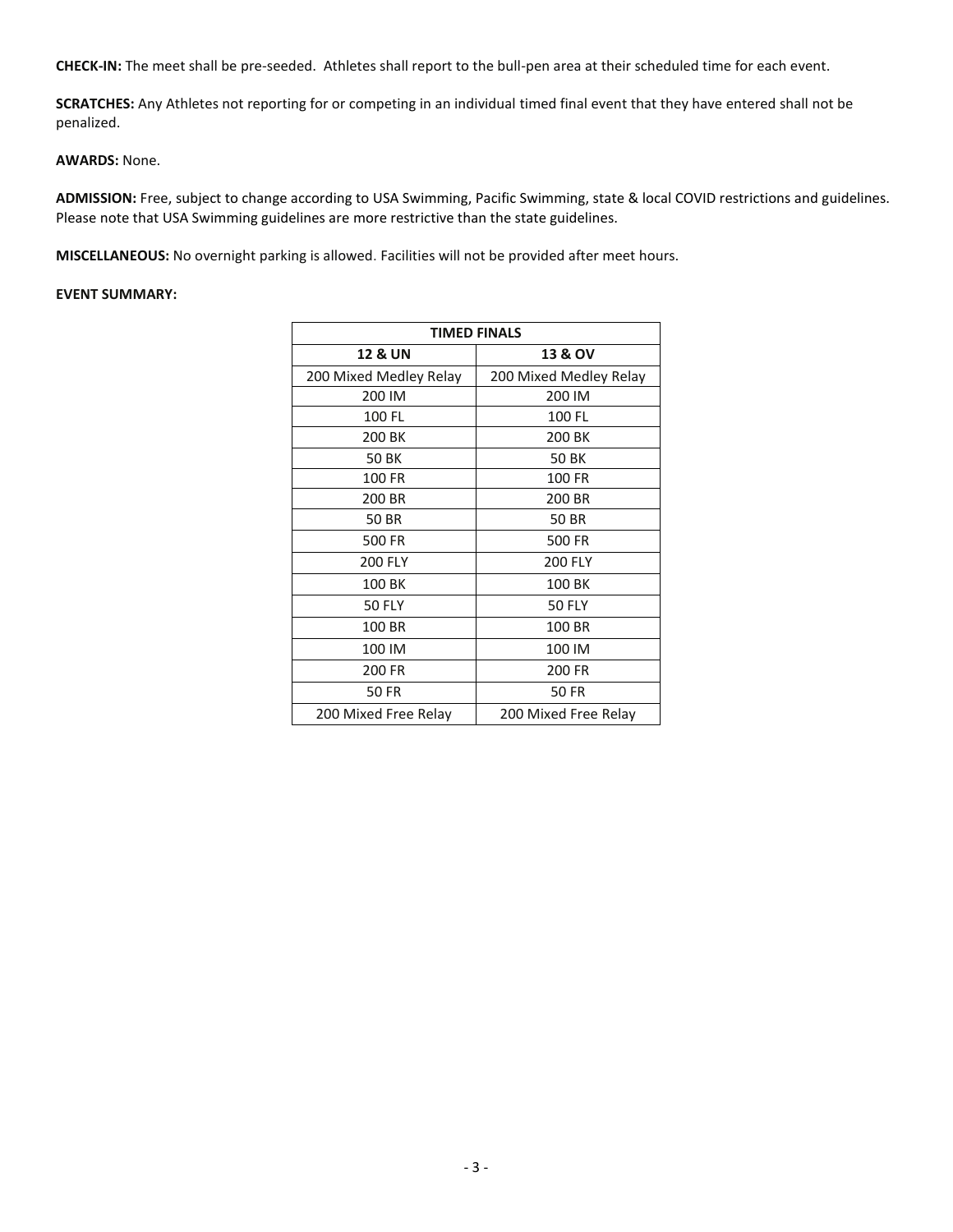**CHECK-IN:** The meet shall be pre-seeded. Athletes shall report to the bull-pen area at their scheduled time for each event.

**SCRATCHES:** Any Athletes not reporting for or competing in an individual timed final event that they have entered shall not be penalized.

**AWARDS:** None.

**ADMISSION:** Free, subject to change according to USA Swimming, Pacific Swimming, state & local COVID restrictions and guidelines. Please note that USA Swimming guidelines are more restrictive than the state guidelines.

**MISCELLANEOUS:** No overnight parking is allowed. Facilities will not be provided after meet hours.

**EVENT SUMMARY:**

| TIMED FINALS | |
|---|---|
| **12 & UN** | **13 & OV** |
| 200 Mixed Medley Relay | 200 Mixed Medley Relay |
| 200 IM | 200 IM |
| 100 FL | 100 FL |
| 200 BK | 200 BK |
| 50 BK | 50 BK |
| 100 FR | 100 FR |
| 200 BR | 200 BR |
| 50 BR | 50 BR |
| 500 FR | 500 FR |
| 200 FLY | 200 FLY |
| 100 BK | 100 BK |
| 50 FLY | 50 FLY |
| 100 BR | 100 BR |
| 100 IM | 100 IM |
| 200 FR | 200 FR |
| 50 FR | 50 FR |
| 200 Mixed Free Relay | 200 Mixed Free Relay |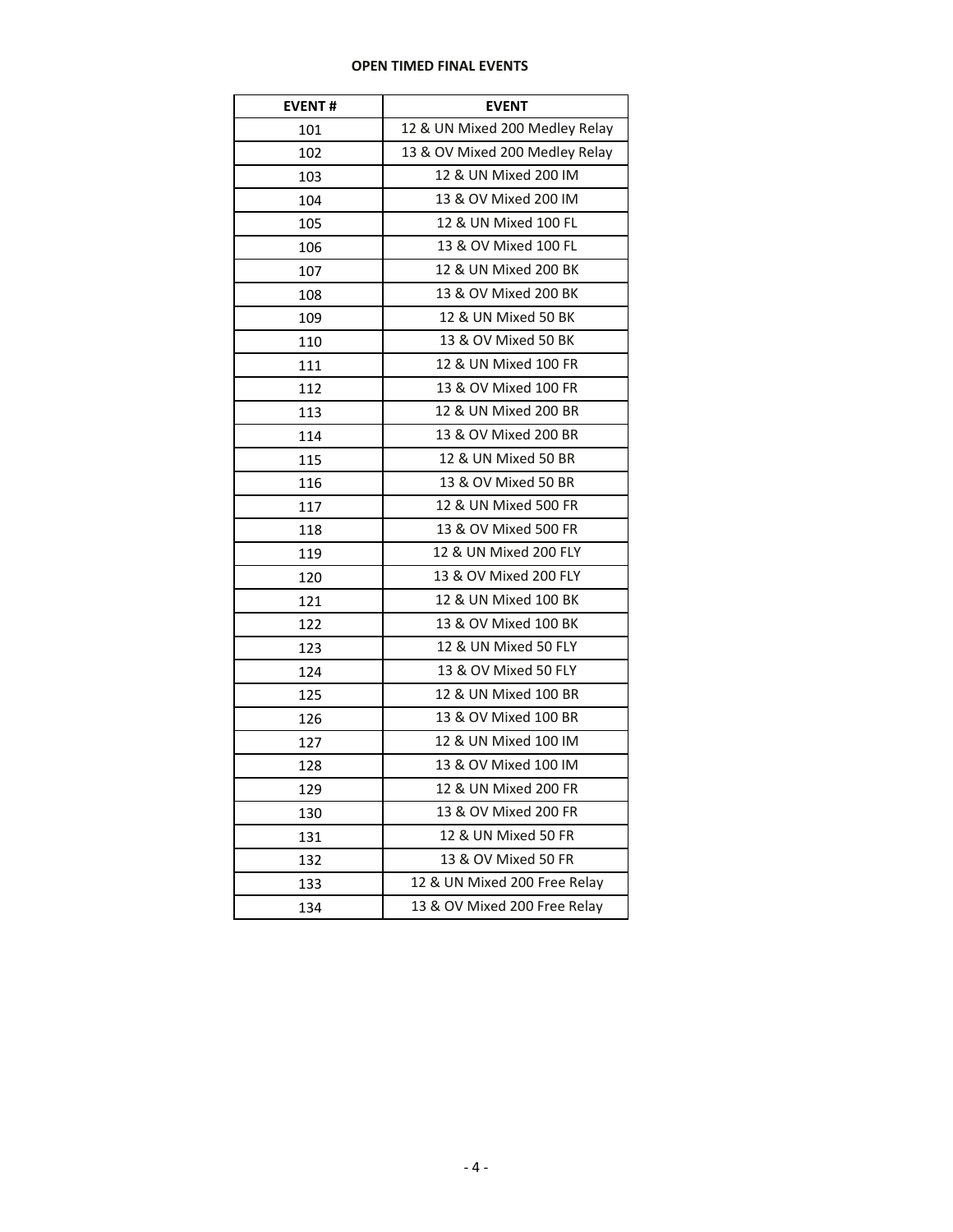**OPEN TIMED FINAL EVENTS**

| EVENT # | EVENT |
|---|---|
| 101 | 12 & UN Mixed 200 Medley Relay |
| 102 | 13 & OV Mixed 200 Medley Relay |
| 103 | 12 & UN Mixed 200 IM |
| 104 | 13 & OV Mixed 200 IM |
| 105 | 12 & UN Mixed 100 FL |
| 106 | 13 & OV Mixed 100 FL |
| 107 | 12 & UN Mixed 200 BK |
| 108 | 13 & OV Mixed 200 BK |
| 109 | 12 & UN Mixed 50 BK |
| 110 | 13 & OV Mixed 50 BK |
| 111 | 12 & UN Mixed 100 FR |
| 112 | 13 & OV Mixed 100 FR |
| 113 | 12 & UN Mixed 200 BR |
| 114 | 13 & OV Mixed 200 BR |
| 115 | 12 & UN Mixed 50 BR |
| 116 | 13 & OV Mixed 50 BR |
| 117 | 12 & UN Mixed 500 FR |
| 118 | 13 & OV Mixed 500 FR |
| 119 | 12 & UN Mixed 200 FLY |
| 120 | 13 & OV Mixed 200 FLY |
| 121 | 12 & UN Mixed 100 BK |
| 122 | 13 & OV Mixed 100 BK |
| 123 | 12 & UN Mixed 50 FLY |
| 124 | 13 & OV Mixed 50 FLY |
| 125 | 12 & UN Mixed 100 BR |
| 126 | 13 & OV Mixed 100 BR |
| 127 | 12 & UN Mixed 100 IM |
| 128 | 13 & OV Mixed 100 IM |
| 129 | 12 & UN Mixed 200 FR |
| 130 | 13 & OV Mixed 200 FR |
| 131 | 12 & UN Mixed 50 FR |
| 132 | 13 & OV Mixed 50 FR |
| 133 | 12 & UN Mixed 200 Free Relay |
| 134 | 13 & OV Mixed 200 Free Relay |